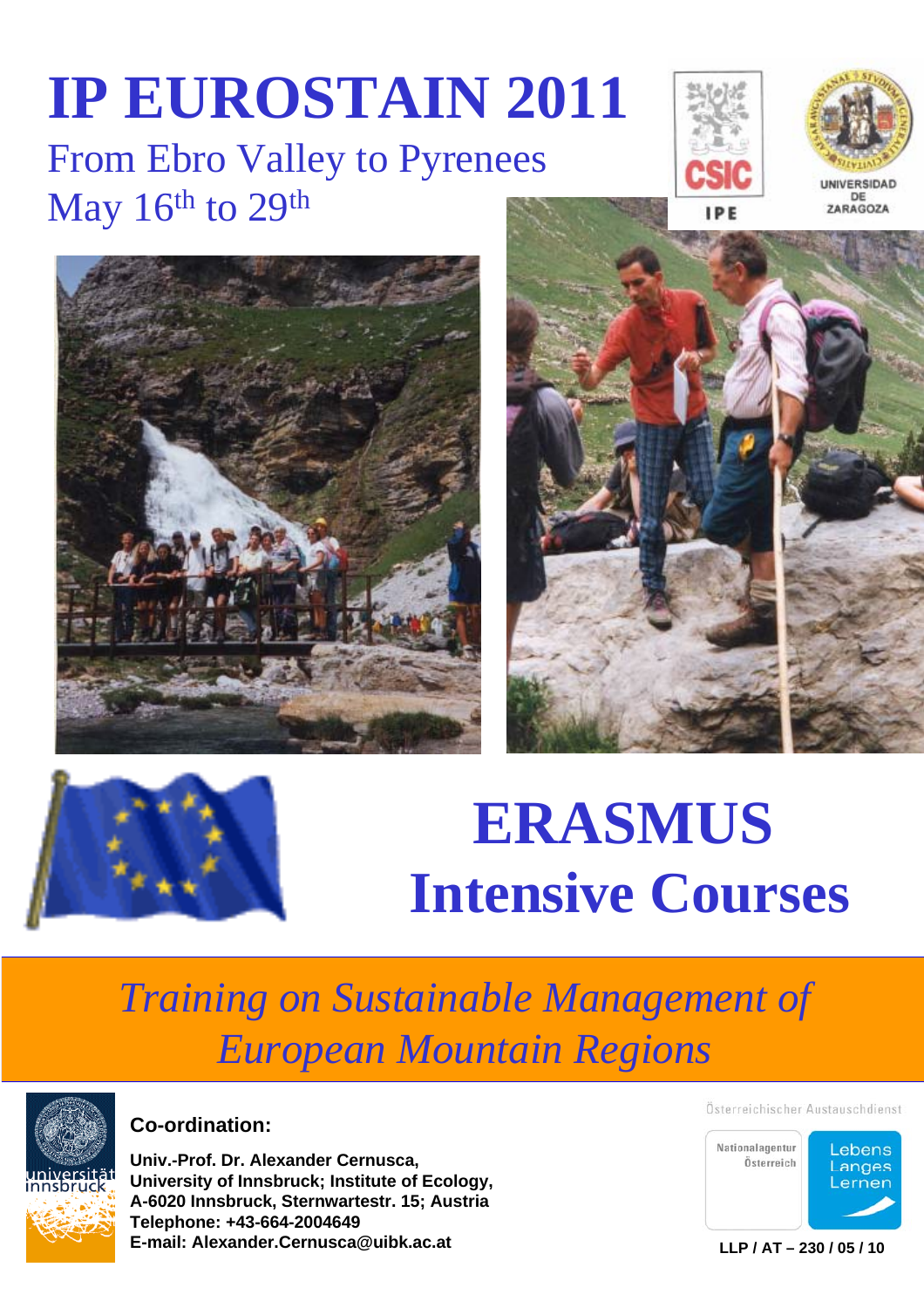# IP EUROSTAIN 2011

## From Ebro Valley to Pyrenees

## May 16th to 29th

CSIC

IPE

UNIVERSIDAD DE ZARAGOZA

# ERASMUS

# Intensive Courses

## *Training on Sustainable Management of European Mountain Regions*

universität innsbruck

**Co-ordination:**

**Univ.-Prof. Dr. Alexander Cernusca,**
**University of Innsbruck; Institute of Ecology,**
**A-6020 Innsbruck, Sternwartestr. 15; Austria**
**Telephone: +43-664-2004649**
**E-mail: Alexander.Cernusca@uibk.ac.at**

Österreichischer Austauschdienst

Nationalagentur Österreich

Lebens Langes Lernen

**LLP / AT – 230 / 05 / 10**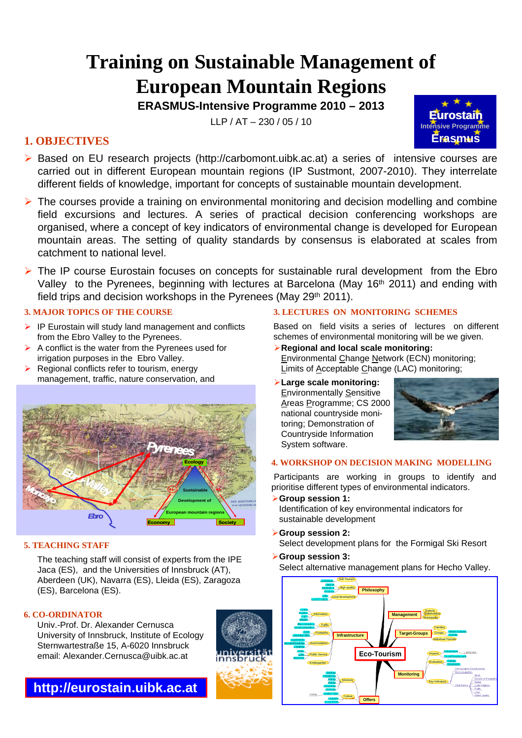# Training on Sustainable Management of European Mountain Regions

**ERASMUS-Intensive Programme 2010 – 2013**

LLP / AT – 230 / 05 / 10

## 1. OBJECTIVES

- Based on EU research projects (http://carbomont.uibk.ac.at) a series of intensive courses are carried out in different European mountain regions (IP Sustmont, 2007-2010). They interrelate different fields of knowledge, important for concepts of sustainable mountain development.
- The courses provide a training on environmental monitoring and decision modelling and combine field excursions and lectures. A series of practical decision conferencing workshops are organised, where a concept of key indicators of environmental change is developed for European mountain areas. The setting of quality standards by consensus is elaborated at scales from catchment to national level.
- The IP course Eurostain focuses on concepts for sustainable rural development from the Ebro Valley to the Pyrenees, beginning with lectures at Barcelona (May 16th 2011) and ending with field trips and decision workshops in the Pyrenees (May 29th 2011).

### 3. MAJOR TOPICS OF THE COURSE

- IP Eurostain will study land management and conflicts from the Ebro Valley to the Pyrenees.
- A conflict is the water from the Pyrenees used for irrigation purposes in the Ebro Valley.
- Regional conflicts refer to tourism, energy management, traffic, nature conservation, and

### 3. LECTURES ON MONITORING SCHEMES

Based on field visits a series of lectures on different schemes of environmental monitoring will be we given.

- **Regional and local scale monitoring:** Environmental Change Network (ECN) monitoring; Limits of Acceptable Change (LAC) monitoring;
- **Large scale monitoring:** Environmentally Sensitive Areas Programme; CS 2000 national countryside monitoring; Demonstration of Countryside Information System software.

### 4. WORKSHOP ON DECISION MAKING MODELLING

Participants are working in groups to identify and prioritise different types of environmental indicators.

- **Group session 1:** Identification of key environmental indicators for sustainable development
- **Group session 2:** Select development plans for the Formigal Ski Resort
- **Group session 3:** Select alternative management plans for Hecho Valley.

### 5. TEACHING STAFF

The teaching staff will consist of experts from the IPE Jaca (ES), and the Universities of Innsbruck (AT), Aberdeen (UK), Navarra (ES), Lleida (ES), Zaragoza (ES), Barcelona (ES).

### 6. CO-ORDINATOR

Univ.-Prof. Dr. Alexander Cernusca
University of Innsbruck, Institute of Ecology
Sternwartestraße 15, A-6020 Innsbruck
email: Alexander.Cernusca@uibk.ac.at

**http://eurostain.uibk.ac.at**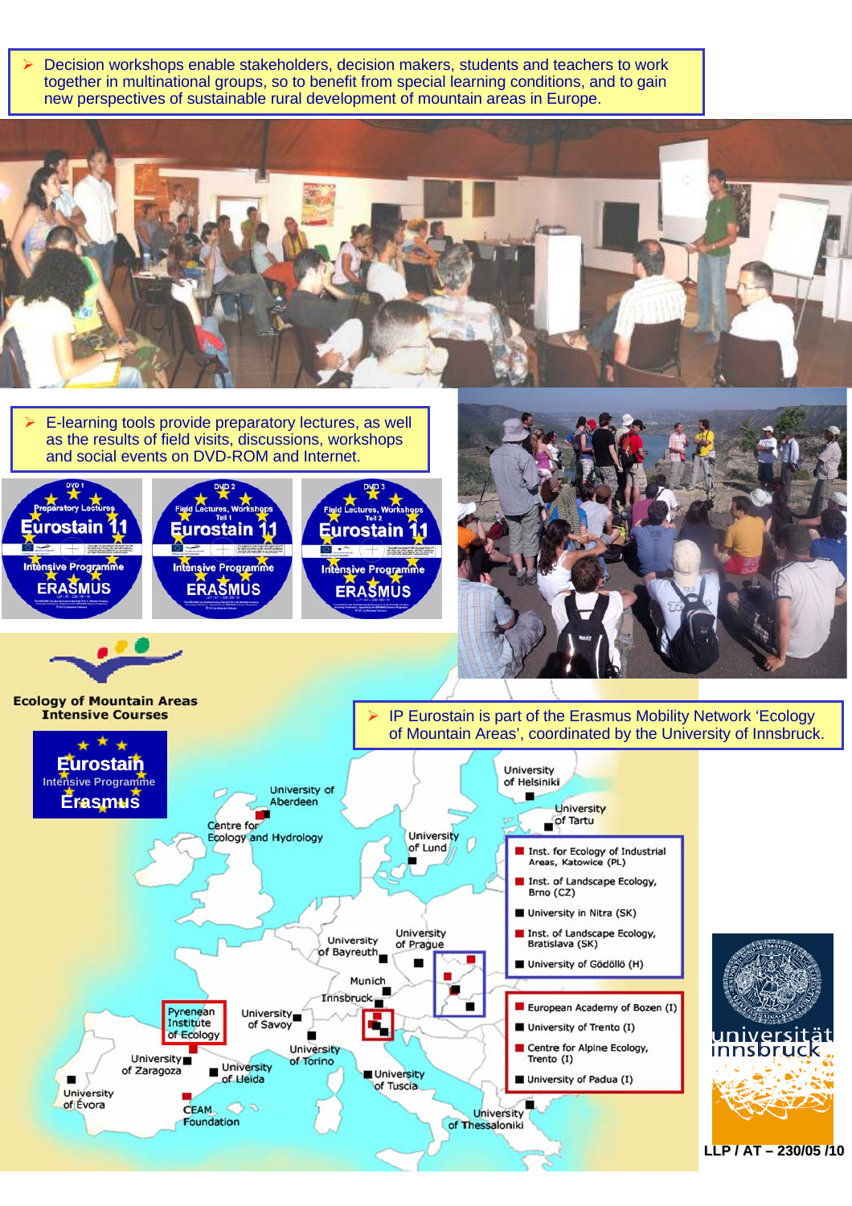- Decision workshops enable stakeholders, decision makers, students and teachers to work together in multinational groups, so to benefit from special learning conditions, and to gain new perspectives of sustainable rural development of mountain areas in Europe.

- E-learning tools provide preparatory lectures, as well as the results of field visits, discussions, workshops and social events on DVD-ROM and Internet.

DVD 1 – Preparatory Lectures – Eurostain 11 – Intensive Programme ERASMUS

DVD 2 – Field Lectures, Workshops Teil 1 – Eurostain 11 – Intensive Programme ERASMUS

DVD 3 – Field Lectures, Workshops Teil 2 – Eurostain 11 – Intensive Programme ERASMUS

**Ecology of Mountain Areas Intensive Courses**

Eurostain Intensive Programme Erasmus

- IP Eurostain is part of the Erasmus Mobility Network 'Ecology of Mountain Areas', coordinated by the University of Innsbruck.

University of Helsinki, University of Tartu, University of Aberdeen, Centre for Ecology and Hydrology, University of Lund, University of Bayreuth, University of Prague, Munich, Innsbruck, Pyrenean Institute of Ecology, University of Savoy, University of Torino, University of Zaragoza, University of Lleida, University of Tuscia, University of Évora, CEAM Foundation, University of Thessaloniki

- Inst. for Ecology of Industrial Areas, Katowice (PL)
- Inst. of Landscape Ecology, Brno (CZ)
- University in Nitra (SK)
- Inst. of Landscape Ecology, Bratislava (SK)
- University of Gödöllő (H)

- European Academy of Bozen (I)
- University of Trento (I)
- Centre for Alpine Ecology, Trento (I)
- University of Padua (I)

universität innsbruck

LLP / AT – 230/05 /10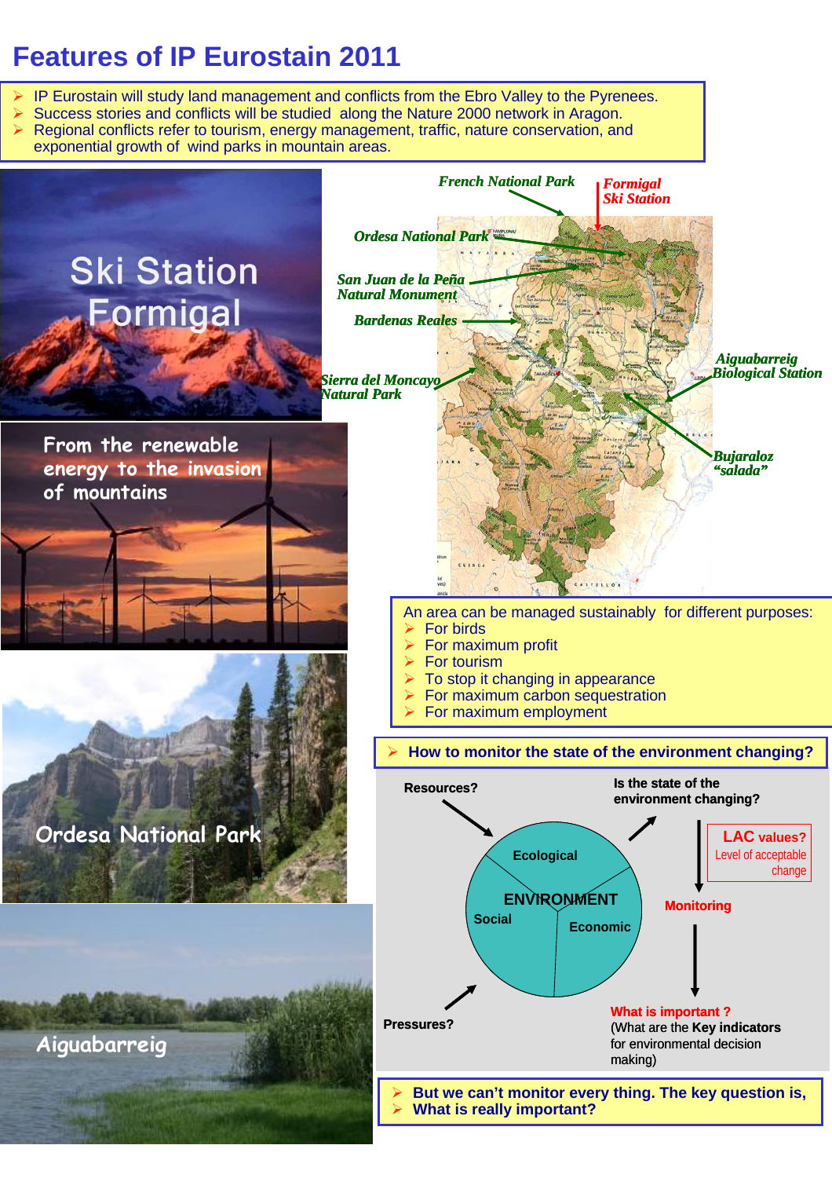# Features of IP Eurostain 2011

- IP Eurostain will study land management and conflicts from the Ebro Valley to the Pyrenees.
- Success stories and conflicts will be studied along the Nature 2000 network in Aragon.
- Regional conflicts refer to tourism, energy management, traffic, nature conservation, and exponential growth of wind parks in mountain areas.

Ski Station Formigal

From the renewable energy to the invasion of mountains

Ordesa National Park

Aiguabarreig

*French National Park*

*Formigal Ski Station*

*Ordesa National Park*

*San Juan de la Peña Natural Monument*

*Bardenas Reales*

*Sierra del Moncayo Natural Park*

*Aiguabarreig Biological Station*

*Bujaraloz "salada"*

An area can be managed sustainably for different purposes:

- For birds
- For maximum profit
- For tourism
- To stop it changing in appearance
- For maximum carbon sequestration
- For maximum employment

**How to monitor the state of the environment changing?**

**Resources?**

**Is the state of the environment changing?**

**LAC values?** Level of acceptable change

**Ecological**

**ENVIRONMENT**

**Social**

**Economic**

**Monitoring**

**Pressures?**

**What is important ?** (What are the **Key indicators** for environmental decision making)

- **But we can't monitor every thing. The key question is,**
- **What is really important?**